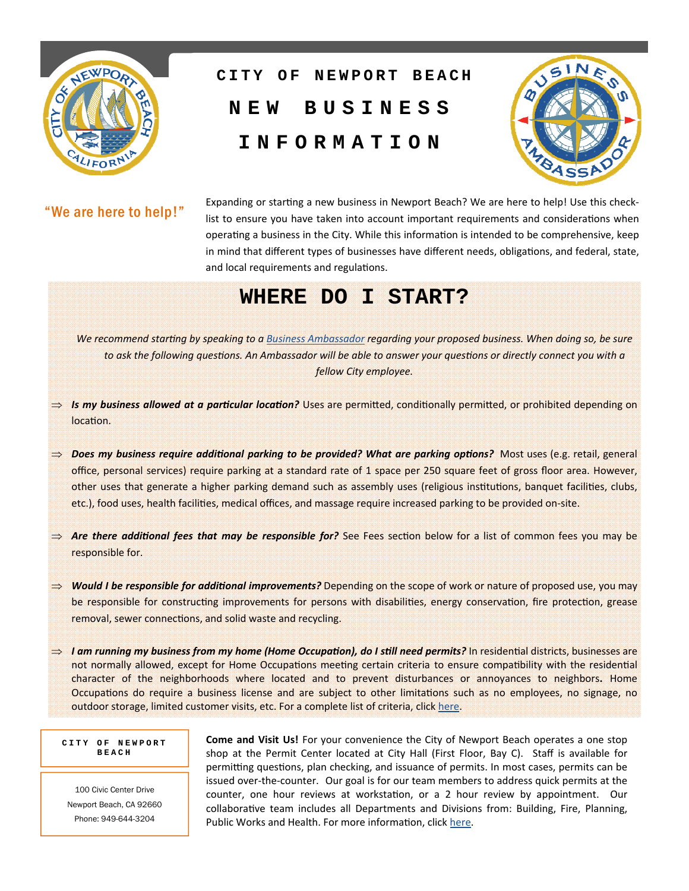# CITY OF NEWPORT BEACH

# NEW BUSINESS INFORMATION

"We are here to help!"

Expanding or starting a new business in Newport Beach? We are here to help! Use this check-list to ensure you have taken into account important requirements and considerations when operating a business in the City. While this information is intended to be comprehensive, keep in mind that different types of businesses have different needs, obligations, and federal, state, and local requirements and regulations.

## WHERE DO I START?

*We recommend starting by speaking to a [Business Ambassador](#) regarding your proposed business. When doing so, be sure to ask the following questions. An Ambassador will be able to answer your questions or directly connect you with a fellow City employee.*

⇒ ***Is my business allowed at a particular location?*** Uses are permitted, conditionally permitted, or prohibited depending on location.

⇒ ***Does my business require additional parking to be provided? What are parking options?*** Most uses (e.g. retail, general office, personal services) require parking at a standard rate of 1 space per 250 square feet of gross floor area. However, other uses that generate a higher parking demand such as assembly uses (religious institutions, banquet facilities, clubs, etc.), food uses, health facilities, medical offices, and massage require increased parking to be provided on-site.

⇒ ***Are there additional fees that may be responsible for?*** See Fees section below for a list of common fees you may be responsible for.

⇒ ***Would I be responsible for additional improvements?*** Depending on the scope of work or nature of proposed use, you may be responsible for constructing improvements for persons with disabilities, energy conservation, fire protection, grease removal, sewer connections, and solid waste and recycling.

⇒ ***I am running my business from my home (Home Occupation), do I still need permits?*** In residential districts, businesses are not normally allowed, except for Home Occupations meeting certain criteria to ensure compatibility with the residential character of the neighborhoods where located and to prevent disturbances or annoyances to neighbors**.** Home Occupations do require a business license and are subject to other limitations such as no employees, no signage, no outdoor storage, limited customer visits, etc. For a complete list of criteria, click [here](#).

**CITY OF NEWPORT BEACH**

100 Civic Center Drive
Newport Beach, CA 92660
Phone: 949-644-3204

**Come and Visit Us!** For your convenience the City of Newport Beach operates a one stop shop at the Permit Center located at City Hall (First Floor, Bay C). Staff is available for permitting questions, plan checking, and issuance of permits. In most cases, permits can be issued over-the-counter. Our goal is for our team members to address quick permits at the counter, one hour reviews at workstation, or a 2 hour review by appointment. Our collaborative team includes all Departments and Divisions from: Building, Fire, Planning, Public Works and Health. For more information, click [here](#).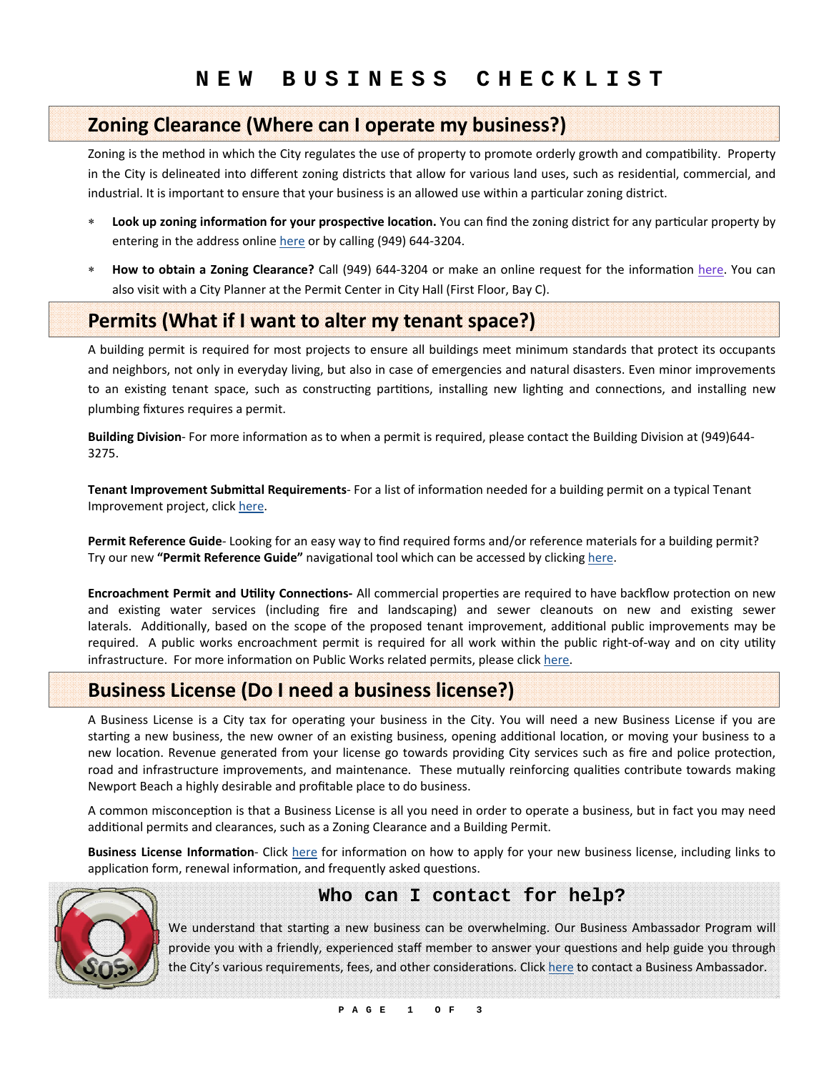# NEW BUSINESS CHECKLIST

## Zoning Clearance (Where can I operate my business?)

Zoning is the method in which the City regulates the use of property to promote orderly growth and compatibility. Property in the City is delineated into different zoning districts that allow for various land uses, such as residential, commercial, and industrial. It is important to ensure that your business is an allowed use within a particular zoning district.

- **Look up zoning information for your prospective location.** You can find the zoning district for any particular property by entering in the address online here or by calling (949) 644-3204.
- **How to obtain a Zoning Clearance?** Call (949) 644-3204 or make an online request for the information here. You can also visit with a City Planner at the Permit Center in City Hall (First Floor, Bay C).

## Permits (What if I want to alter my tenant space?)

A building permit is required for most projects to ensure all buildings meet minimum standards that protect its occupants and neighbors, not only in everyday living, but also in case of emergencies and natural disasters. Even minor improvements to an existing tenant space, such as constructing partitions, installing new lighting and connections, and installing new plumbing fixtures requires a permit.

**Building Division**- For more information as to when a permit is required, please contact the Building Division at (949)644-3275.

**Tenant Improvement Submittal Requirements**- For a list of information needed for a building permit on a typical Tenant Improvement project, click here.

**Permit Reference Guide**- Looking for an easy way to find required forms and/or reference materials for a building permit? Try our new **"Permit Reference Guide"** navigational tool which can be accessed by clicking here.

**Encroachment Permit and Utility Connections-** All commercial properties are required to have backflow protection on new and existing water services (including fire and landscaping) and sewer cleanouts on new and existing sewer laterals. Additionally, based on the scope of the proposed tenant improvement, additional public improvements may be required. A public works encroachment permit is required for all work within the public right-of-way and on city utility infrastructure. For more information on Public Works related permits, please click here.

## Business License (Do I need a business license?)

A Business License is a City tax for operating your business in the City. You will need a new Business License if you are starting a new business, the new owner of an existing business, opening additional location, or moving your business to a new location. Revenue generated from your license go towards providing City services such as fire and police protection, road and infrastructure improvements, and maintenance. These mutually reinforcing qualities contribute towards making Newport Beach a highly desirable and profitable place to do business.

A common misconception is that a Business License is all you need in order to operate a business, but in fact you may need additional permits and clearances, such as a Zoning Clearance and a Building Permit.

**Business License Information**- Click here for information on how to apply for your new business license, including links to application form, renewal information, and frequently asked questions.

## Who can I contact for help?

We understand that starting a new business can be overwhelming. Our Business Ambassador Program will provide you with a friendly, experienced staff member to answer your questions and help guide you through the City's various requirements, fees, and other considerations. Click here to contact a Business Ambassador.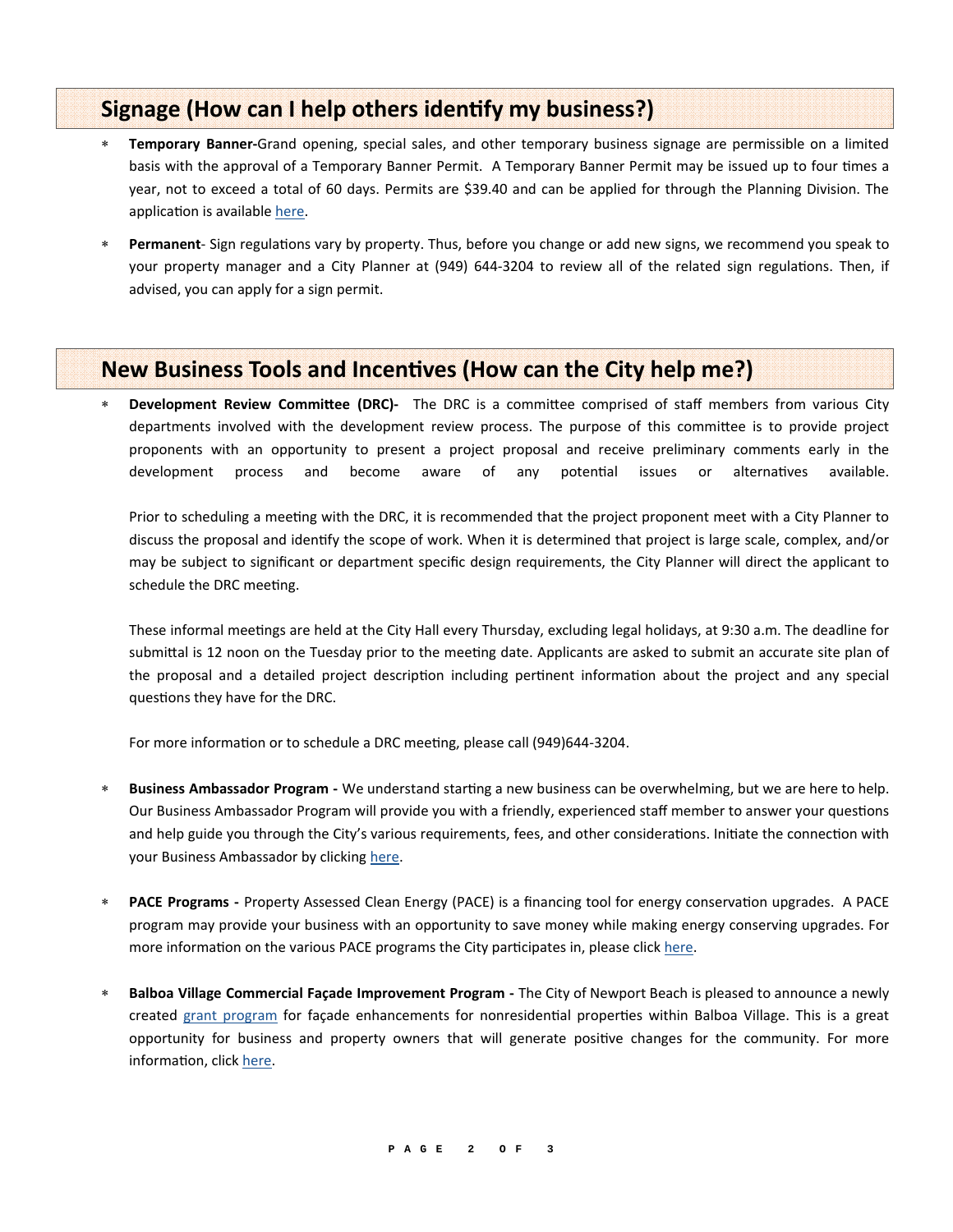## Signage (How can I help others identify my business?)

- **Temporary Banner-**Grand opening, special sales, and other temporary business signage are permissible on a limited basis with the approval of a Temporary Banner Permit. A Temporary Banner Permit may be issued up to four times a year, not to exceed a total of 60 days. Permits are $39.40 and can be applied for through the Planning Division. The application is available here.

- **Permanent**- Sign regulations vary by property. Thus, before you change or add new signs, we recommend you speak to your property manager and a City Planner at (949) 644-3204 to review all of the related sign regulations. Then, if advised, you can apply for a sign permit.

## New Business Tools and Incentives (How can the City help me?)

- **Development Review Committee (DRC)-** The DRC is a committee comprised of staff members from various City departments involved with the development review process. The purpose of this committee is to provide project proponents with an opportunity to present a project proposal and receive preliminary comments early in the development process and become aware of any potential issues or alternatives available.

  Prior to scheduling a meeting with the DRC, it is recommended that the project proponent meet with a City Planner to discuss the proposal and identify the scope of work. When it is determined that project is large scale, complex, and/or may be subject to significant or department specific design requirements, the City Planner will direct the applicant to schedule the DRC meeting.

  These informal meetings are held at the City Hall every Thursday, excluding legal holidays, at 9:30 a.m. The deadline for submittal is 12 noon on the Tuesday prior to the meeting date. Applicants are asked to submit an accurate site plan of the proposal and a detailed project description including pertinent information about the project and any special questions they have for the DRC.

  For more information or to schedule a DRC meeting, please call (949)644-3204.

- **Business Ambassador Program -** We understand starting a new business can be overwhelming, but we are here to help. Our Business Ambassador Program will provide you with a friendly, experienced staff member to answer your questions and help guide you through the City's various requirements, fees, and other considerations. Initiate the connection with your Business Ambassador by clicking here.

- **PACE Programs -** Property Assessed Clean Energy (PACE) is a financing tool for energy conservation upgrades. A PACE program may provide your business with an opportunity to save money while making energy conserving upgrades. For more information on the various PACE programs the City participates in, please click here.

- **Balboa Village Commercial Façade Improvement Program -** The City of Newport Beach is pleased to announce a newly created grant program for façade enhancements for nonresidential properties within Balboa Village. This is a great opportunity for business and property owners that will generate positive changes for the community. For more information, click here.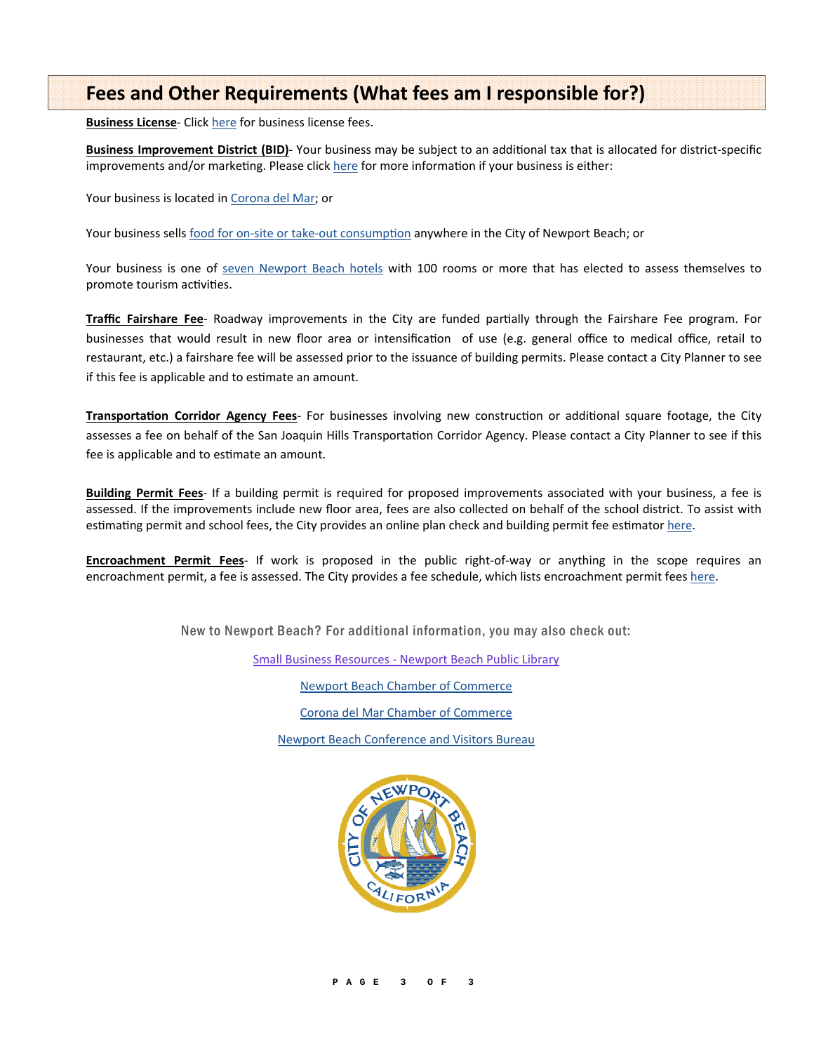# Fees and Other Requirements (What fees am I responsible for?)

**Business License**- Click here for business license fees.

**Business Improvement District (BID)**- Your business may be subject to an additional tax that is allocated for district-specific improvements and/or marketing. Please click here for more information if your business is either:

Your business is located in Corona del Mar; or

Your business sells food for on-site or take-out consumption anywhere in the City of Newport Beach; or

Your business is one of seven Newport Beach hotels with 100 rooms or more that has elected to assess themselves to promote tourism activities.

**Traffic Fairshare Fee**- Roadway improvements in the City are funded partially through the Fairshare Fee program. For businesses that would result in new floor area or intensification of use (e.g. general office to medical office, retail to restaurant, etc.) a fairshare fee will be assessed prior to the issuance of building permits. Please contact a City Planner to see if this fee is applicable and to estimate an amount.

**Transportation Corridor Agency Fees**- For businesses involving new construction or additional square footage, the City assesses a fee on behalf of the San Joaquin Hills Transportation Corridor Agency. Please contact a City Planner to see if this fee is applicable and to estimate an amount.

**Building Permit Fees**- If a building permit is required for proposed improvements associated with your business, a fee is assessed. If the improvements include new floor area, fees are also collected on behalf of the school district. To assist with estimating permit and school fees, the City provides an online plan check and building permit fee estimator here.

**Encroachment Permit Fees**- If work is proposed in the public right-of-way or anything in the scope requires an encroachment permit, a fee is assessed. The City provides a fee schedule, which lists encroachment permit fees here.

New to Newport Beach? For additional information, you may also check out:

Small Business Resources - Newport Beach Public Library

Newport Beach Chamber of Commerce

Corona del Mar Chamber of Commerce

Newport Beach Conference and Visitors Bureau